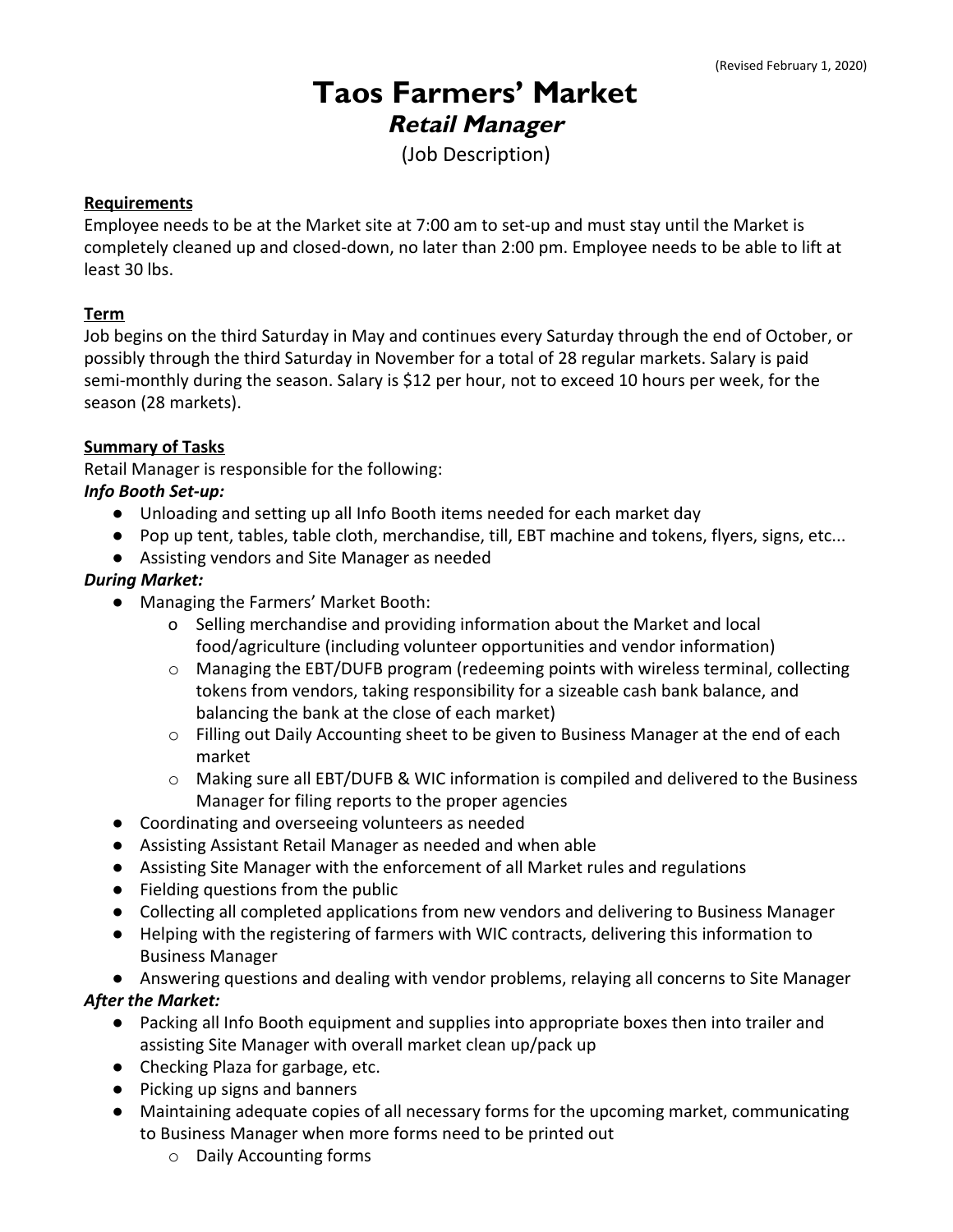(Revised February 1, 2020)

# Taos Farmers' Market

## *Retail Manager*

(Job Description)

**Requirements**

Employee needs to be at the Market site at 7:00 am to set-up and must stay until the Market is completely cleaned up and closed-down, no later than 2:00 pm. Employee needs to be able to lift at least 30 lbs.

**Term**

Job begins on the third Saturday in May and continues every Saturday through the end of October, or possibly through the third Saturday in November for a total of 28 regular markets. Salary is paid semi-monthly during the season. Salary is $12 per hour, not to exceed 10 hours per week, for the season (28 markets).

**Summary of Tasks**

Retail Manager is responsible for the following:

***Info Booth Set-up:***

- Unloading and setting up all Info Booth items needed for each market day
- Pop up tent, tables, table cloth, merchandise, till, EBT machine and tokens, flyers, signs, etc...
- Assisting vendors and Site Manager as needed

***During Market:***

- Managing the Farmers' Market Booth:
  - Selling merchandise and providing information about the Market and local food/agriculture (including volunteer opportunities and vendor information)
  - Managing the EBT/DUFB program (redeeming points with wireless terminal, collecting tokens from vendors, taking responsibility for a sizeable cash bank balance, and balancing the bank at the close of each market)
  - Filling out Daily Accounting sheet to be given to Business Manager at the end of each market
  - Making sure all EBT/DUFB & WIC information is compiled and delivered to the Business Manager for filing reports to the proper agencies
- Coordinating and overseeing volunteers as needed
- Assisting Assistant Retail Manager as needed and when able
- Assisting Site Manager with the enforcement of all Market rules and regulations
- Fielding questions from the public
- Collecting all completed applications from new vendors and delivering to Business Manager
- Helping with the registering of farmers with WIC contracts, delivering this information to Business Manager
- Answering questions and dealing with vendor problems, relaying all concerns to Site Manager

***After the Market:***

- Packing all Info Booth equipment and supplies into appropriate boxes then into trailer and assisting Site Manager with overall market clean up/pack up
- Checking Plaza for garbage, etc.
- Picking up signs and banners
- Maintaining adequate copies of all necessary forms for the upcoming market, communicating to Business Manager when more forms need to be printed out
  - Daily Accounting forms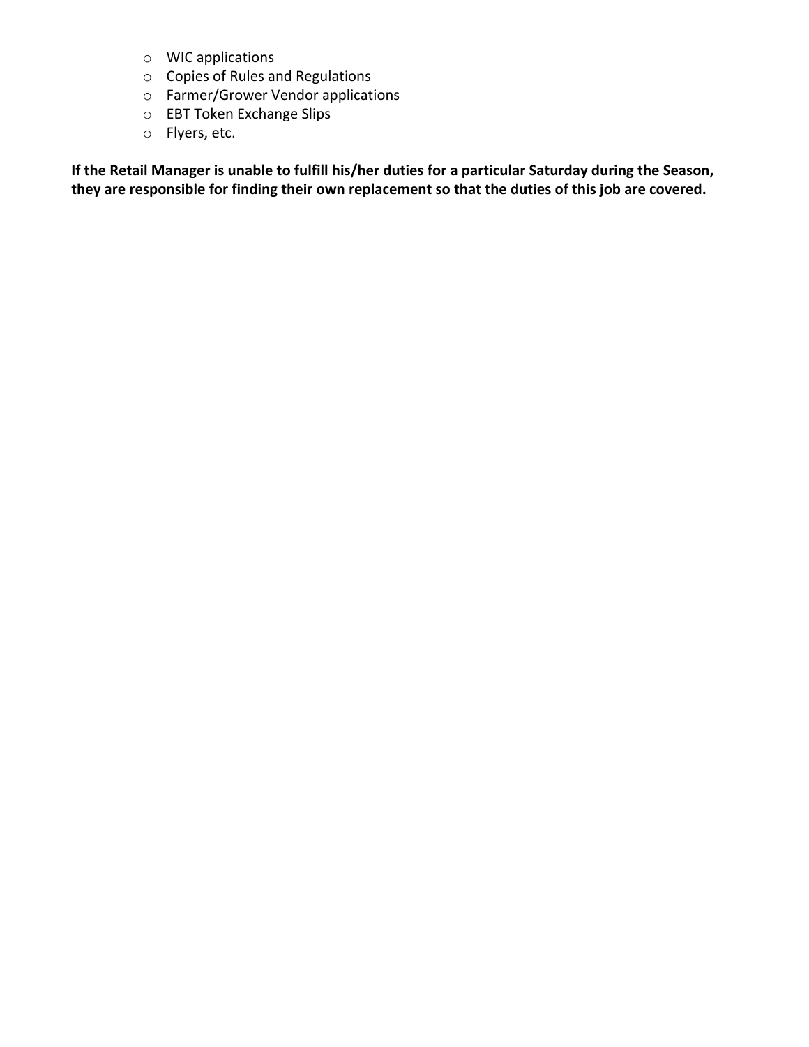- WIC applications
- Copies of Rules and Regulations
- Farmer/Grower Vendor applications
- EBT Token Exchange Slips
- Flyers, etc.

**If the Retail Manager is unable to fulfill his/her duties for a particular Saturday during the Season, they are responsible for finding their own replacement so that the duties of this job are covered.**